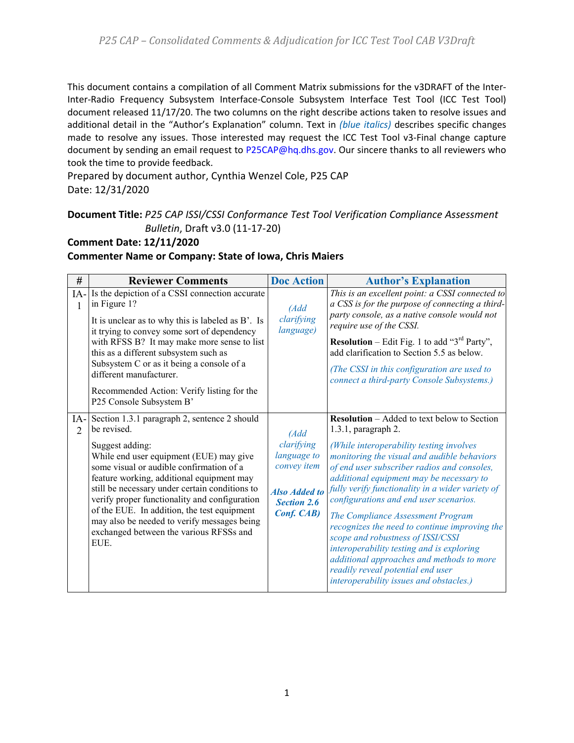This document contains a compilation of all Comment Matrix submissions for the v3DRAFT of the Inter-Inter-Radio Frequency Subsystem Interface-Console Subsystem Interface Test Tool (ICC Test Tool) document released 11/17/20. The two columns on the right describe actions taken to resolve issues and additional detail in the "Author's Explanation" column. Text in *(blue italics)* describes specific changes made to resolve any issues. Those interested may request the ICC Test Tool v3-Final change capture document by sending an email request to P25CAP@hq.dhs.gov. Our sincere thanks to all reviewers who took the time to provide feedback.

Prepared by document author, Cynthia Wenzel Cole, P25 CAP
Date: 12/31/2020

**Document Title:** *P25 CAP ISSI/CSSI Conformance Test Tool Verification Compliance Assessment Bulletin*, Draft v3.0 (11-17-20)

**Comment Date: 12/11/2020**

**Commenter Name or Company: State of Iowa, Chris Maiers**

| # | Reviewer Comments | Doc Action | Author's Explanation |
|---|---|---|---|
| IA-1 | Is the depiction of a CSSI connection accurate in Figure 1?<br><br>It is unclear as to why this is labeled as B'. Is it trying to convey some sort of dependency with RFSS B? It may make more sense to list this as a different subsystem such as Subsystem C or as it being a console of a different manufacturer.<br><br>Recommended Action: Verify listing for the P25 Console Subsystem B' | *(Add clarifying language)* | *This is an excellent point: a CSSI connected to a CSS is for the purpose of connecting a third-party console, as a native console would not require use of the CSSI.*<br><br>**Resolution** – Edit Fig. 1 to add "3rd Party", add clarification to Section 5.5 as below.<br><br>*(The CSSI in this configuration are used to connect a third-party Console Subsystems.)* |
| IA-2 | Section 1.3.1 paragraph 2, sentence 2 should be revised.<br><br>Suggest adding:<br>While end user equipment (EUE) may give some visual or audible confirmation of a feature working, additional equipment may still be necessary under certain conditions to verify proper functionality and configuration of the EUE. In addition, the test equipment may also be needed to verify messages being exchanged between the various RFSSs and EUE. | *(Add clarifying language to convey item*<br><br>***Also Added to Section 2.6 Conf. CAB)*** | **Resolution** – Added to text below to Section 1.3.1, paragraph 2.<br><br>*(While interoperability testing involves monitoring the visual and audible behaviors of end user subscriber radios and consoles, additional equipment may be necessary to fully verify functionality in a wider variety of configurations and end user scenarios.*<br><br>*The Compliance Assessment Program recognizes the need to continue improving the scope and robustness of ISSI/CSSI interoperability testing and is exploring additional approaches and methods to more readily reveal potential end user interoperability issues and obstacles.)* |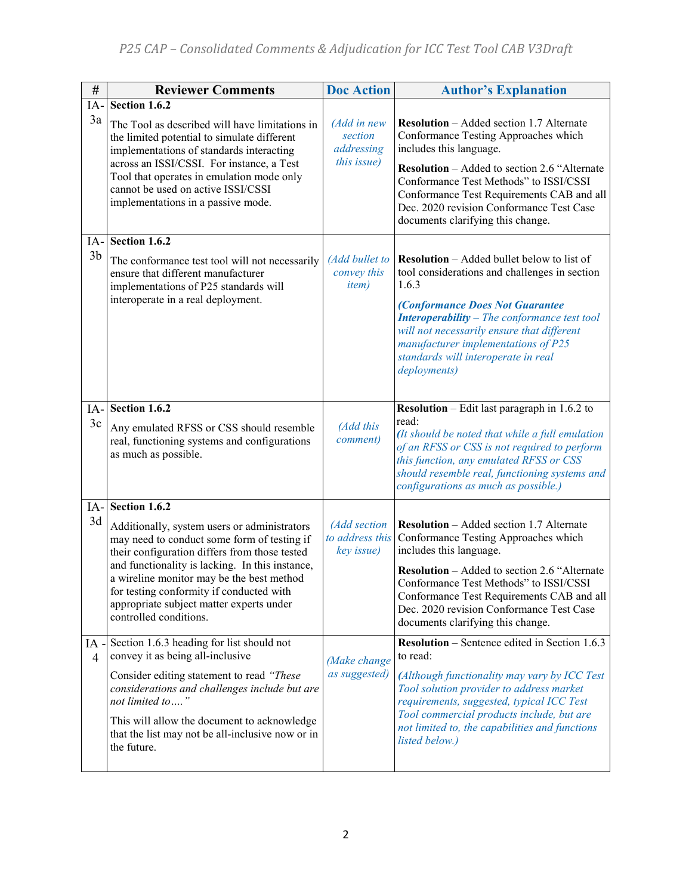| # | Reviewer Comments | Doc Action | Author's Explanation |
|---|---|---|---|
| IA-3a | **Section 1.6.2**<br><br>The Tool as described will have limitations in the limited potential to simulate different implementations of standards interacting across an ISSI/CSSI. For instance, a Test Tool that operates in emulation mode only cannot be used on active ISSI/CSSI implementations in a passive mode. | *(Add in new section addressing this issue)* | **Resolution** – Added section 1.7 Alternate Conformance Testing Approaches which includes this language.<br><br>**Resolution** – Added to section 2.6 "Alternate Conformance Test Methods" to ISSI/CSSI Conformance Test Requirements CAB and all Dec. 2020 revision Conformance Test Case documents clarifying this change. |
| IA-3b | **Section 1.6.2**<br><br>The conformance test tool will not necessarily ensure that different manufacturer implementations of P25 standards will interoperate in a real deployment. | *(Add bullet to convey this item)* | **Resolution** – Added bullet below to list of tool considerations and challenges in section 1.6.3<br><br>*(**Conformance Does Not Guarantee Interoperability** – The conformance test tool will not necessarily ensure that different manufacturer implementations of P25 standards will interoperate in real deployments)* |
| IA-3c | **Section 1.6.2**<br><br>Any emulated RFSS or CSS should resemble real, functioning systems and configurations as much as possible. | *(Add this comment)* | **Resolution** – Edit last paragraph in 1.6.2 to read:<br>*(It should be noted that while a full emulation of an RFSS or CSS is not required to perform this function, any emulated RFSS or CSS should resemble real, functioning systems and configurations as much as possible.)* |
| IA-3d | **Section 1.6.2**<br><br>Additionally, system users or administrators may need to conduct some form of testing if their configuration differs from those tested and functionality is lacking. In this instance, a wireline monitor may be the best method for testing conformity if conducted with appropriate subject matter experts under controlled conditions. | *(Add section to address this key issue)* | **Resolution** – Added section 1.7 Alternate Conformance Testing Approaches which includes this language.<br><br>**Resolution** – Added to section 2.6 "Alternate Conformance Test Methods" to ISSI/CSSI Conformance Test Requirements CAB and all Dec. 2020 revision Conformance Test Case documents clarifying this change. |
| IA-4 | Section 1.6.3 heading for list should not convey it as being all-inclusive<br><br>Consider editing statement to read *"These considerations and challenges include but are not limited to…."*<br><br>This will allow the document to acknowledge that the list may not be all-inclusive now or in the future. | *(Make change as suggested)* | **Resolution** – Sentence edited in Section 1.6.3 to read:<br><br>*(Although functionality may vary by ICC Test Tool solution provider to address market requirements, suggested, typical ICC Test Tool commercial products include, but are not limited to, the capabilities and functions listed below.)* |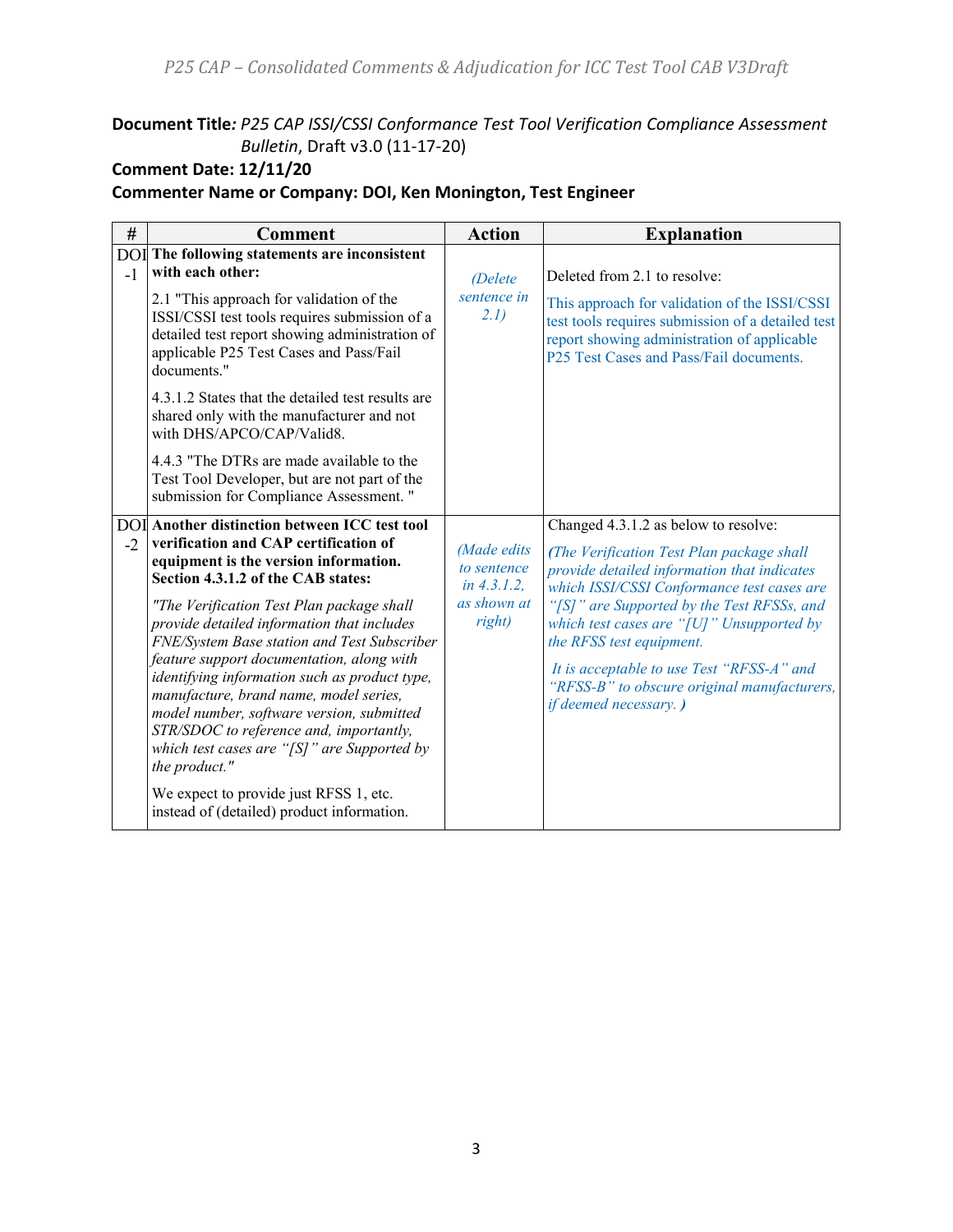**Document Title***: P25 CAP ISSI/CSSI Conformance Test Tool Verification Compliance Assessment Bulletin*, Draft v3.0 (11-17-20)

**Comment Date: 12/11/20**

**Commenter Name or Company: DOI, Ken Monington, Test Engineer**

| # | Comment | Action | Explanation |
|---|---|---|---|
| DOI-1 | **The following statements are inconsistent with each other:**<br><br>2.1 "This approach for validation of the ISSI/CSSI test tools requires submission of a detailed test report showing administration of applicable P25 Test Cases and Pass/Fail documents."<br><br>4.3.1.2 States that the detailed test results are shared only with the manufacturer and not with DHS/APCO/CAP/Valid8.<br><br>4.4.3 "The DTRs are made available to the Test Tool Developer, but are not part of the submission for Compliance Assessment. " | *(Delete sentence in 2.1)* | Deleted from 2.1 to resolve:<br><br>This approach for validation of the ISSI/CSSI test tools requires submission of a detailed test report showing administration of applicable P25 Test Cases and Pass/Fail documents. |
| DOI-2 | **Another distinction between ICC test tool verification and CAP certification of equipment is the version information. Section 4.3.1.2 of the CAB states:**<br><br>*"The Verification Test Plan package shall provide detailed information that includes FNE/System Base station and Test Subscriber feature support documentation, along with identifying information such as product type, manufacture, brand name, model series, model number, software version, submitted STR/SDOC to reference and, importantly, which test cases are "[S]" are Supported by the product."*<br><br>We expect to provide just RFSS 1, etc. instead of (detailed) product information. | *(Made edits to sentence in 4.3.1.2, as shown at right)* | Changed 4.3.1.2 as below to resolve:<br><br>***(****The Verification Test Plan package shall provide detailed information that indicates which ISSI/CSSI Conformance test cases are "[S]" are Supported by the Test RFSSs, and which test cases are "[U]" Unsupported by the RFSS test equipment.*<br><br>*It is acceptable to use Test "RFSS-A" and "RFSS-B" to obscure original manufacturers, if deemed necessary.* ***)*** |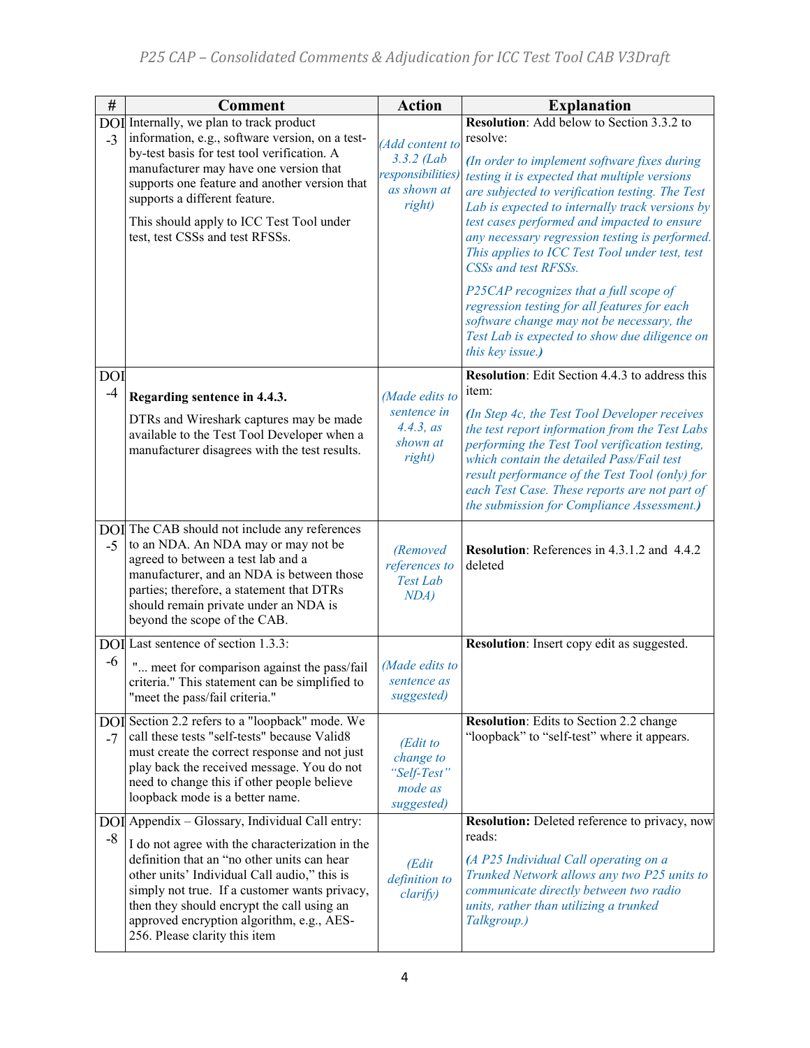| # | Comment | Action | Explanation |
|---|---|---|---|
| DOI -3 | Internally, we plan to track product information, e.g., software version, on a test-by-test basis for test tool verification. A manufacturer may have one version that supports one feature and another version that supports a different feature.<br><br>This should apply to ICC Test Tool under test, test CSSs and test RFSSs. | *(Add content to 3.3.2 (Lab responsibilities) as shown at right)* | **Resolution**: Add below to Section 3.3.2 to resolve:<br><br>*(In order to implement software fixes during testing it is expected that multiple versions are subjected to verification testing. The Test Lab is expected to internally track versions by test cases performed and impacted to ensure any necessary regression testing is performed. This applies to ICC Test Tool under test, test CSSs and test RFSSs.*<br><br>*P25CAP recognizes that a full scope of regression testing for all features for each software change may not be necessary, the Test Lab is expected to show due diligence on this key issue.)* |
| DOI -4 | **Regarding sentence in 4.4.3.**<br><br>DTRs and Wireshark captures may be made available to the Test Tool Developer when a manufacturer disagrees with the test results. | *(Made edits to sentence in 4.4.3, as shown at right)* | **Resolution**: Edit Section 4.4.3 to address this item:<br><br>*(In Step 4c, the Test Tool Developer receives the test report information from the Test Labs performing the Test Tool verification testing, which contain the detailed Pass/Fail test result performance of the Test Tool (only) for each Test Case. These reports are not part of the submission for Compliance Assessment.)* |
| DOI -5 | The CAB should not include any references to an NDA. An NDA may or may not be agreed to between a test lab and a manufacturer, and an NDA is between those parties; therefore, a statement that DTRs should remain private under an NDA is beyond the scope of the CAB. | *(Removed references to Test Lab NDA)* | **Resolution**: References in 4.3.1.2 and 4.4.2 deleted |
| DOI -6 | Last sentence of section 1.3.3:<br><br>"... meet for comparison against the pass/fail criteria." This statement can be simplified to "meet the pass/fail criteria." | *(Made edits to sentence as suggested)* | **Resolution**: Insert copy edit as suggested. |
| DOI -7 | Section 2.2 refers to a "loopback" mode. We call these tests "self-tests" because Valid8 must create the correct response and not just play back the received message. You do not need to change this if other people believe loopback mode is a better name. | *(Edit to change to "Self-Test" mode as suggested)* | **Resolution**: Edits to Section 2.2 change "loopback" to "self-test" where it appears. |
| DOI -8 | Appendix – Glossary, Individual Call entry:<br><br>I do not agree with the characterization in the definition that an "no other units can hear other units' Individual Call audio," this is simply not true. If a customer wants privacy, then they should encrypt the call using an approved encryption algorithm, e.g., AES-256. Please clarity this item | *(Edit definition to clarify)* | **Resolution:** Deleted reference to privacy, now reads:<br><br>*(A P25 Individual Call operating on a Trunked Network allows any two P25 units to communicate directly between two radio units, rather than utilizing a trunked Talkgroup.)* |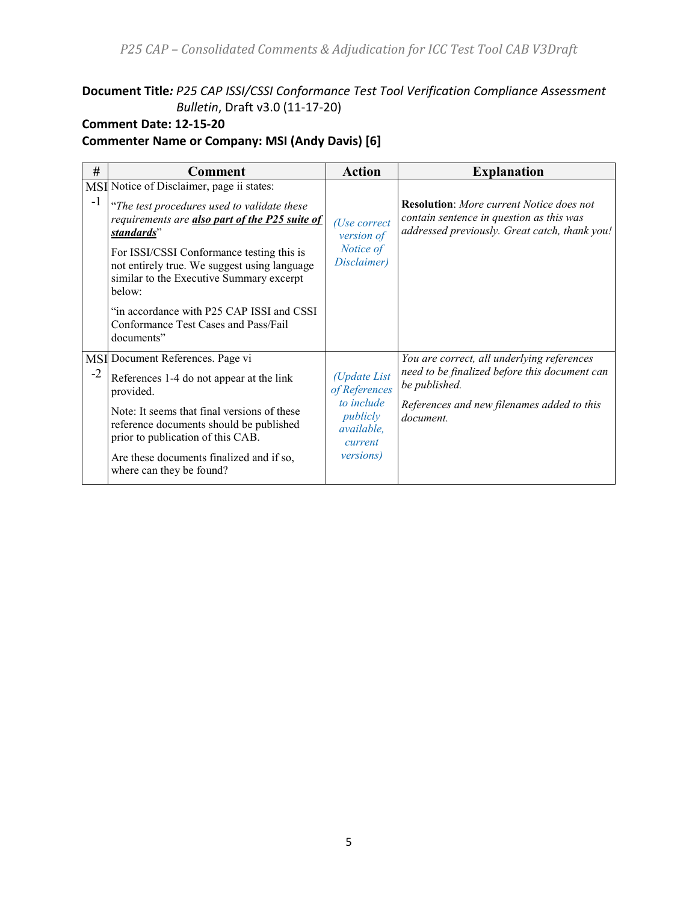**Document Title***: P25 CAP ISSI/CSSI Conformance Test Tool Verification Compliance Assessment Bulletin*, Draft v3.0 (11-17-20)

**Comment Date: 12-15-20**

**Commenter Name or Company: MSI (Andy Davis) [6]**

| # | Comment | Action | Explanation |
|---|---|---|---|
| MSI-1 | Notice of Disclaimer, page ii states:<br><br>"*The test procedures used to validate these requirements are* ***also part of the P25 suite of standards***"<br><br>For ISSI/CSSI Conformance testing this is not entirely true. We suggest using language similar to the Executive Summary excerpt below:<br><br>"in accordance with P25 CAP ISSI and CSSI Conformance Test Cases and Pass/Fail documents" | *(Use correct version of Notice of Disclaimer)* | **Resolution**: *More current Notice does not contain sentence in question as this was addressed previously. Great catch, thank you!* |
| MSI-2 | Document References. Page vi<br><br>References 1-4 do not appear at the link provided.<br><br>Note: It seems that final versions of these reference documents should be published prior to publication of this CAB.<br><br>Are these documents finalized and if so, where can they be found? | *(Update List of References to include publicly available, current versions)* | *You are correct, all underlying references need to be finalized before this document can be published.*<br><br>*References and new filenames added to this document.* |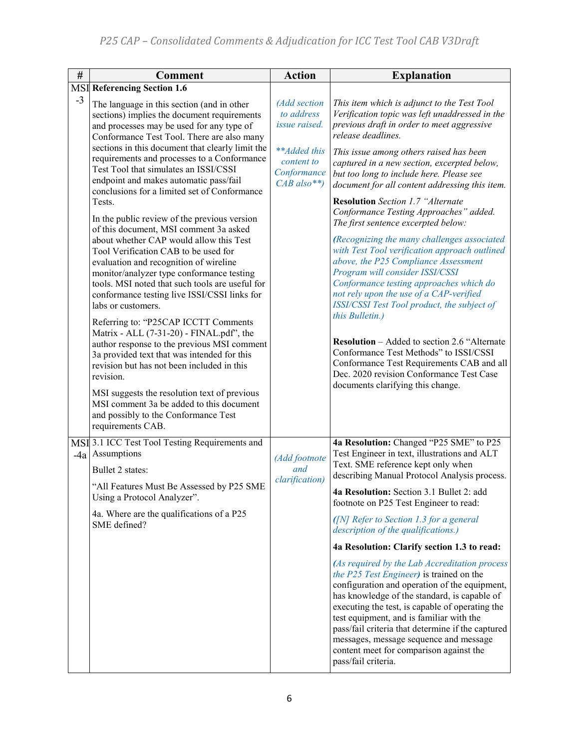| # | Comment | Action | Explanation |
|---|---|---|---|
| MSI-3 | **Referencing Section 1.6**<br><br>The language in this section (and in other sections) implies the document requirements and processes may be used for any type of Conformance Test Tool. There are also many sections in this document that clearly limit the requirements and processes to a Conformance Test Tool that simulates an ISSI/CSSI endpoint and makes automatic pass/fail conclusions for a limited set of Conformance Tests.<br><br>In the public review of the previous version of this document, MSI comment 3a asked about whether CAP would allow this Test Tool Verification CAB to be used for evaluation and recognition of wireline monitor/analyzer type conformance testing tools. MSI noted that such tools are useful for conformance testing live ISSI/CSSI links for labs or customers.<br><br>Referring to: "P25CAP ICCTT Comments Matrix - ALL (7-31-20) - FINAL.pdf", the author response to the previous MSI comment 3a provided text that was intended for this revision but has not been included in this revision.<br><br>MSI suggests the resolution text of previous MSI comment 3a be added to this document and possibly to the Conformance Test requirements CAB. | *(Add section to address issue raised.*<br><br>*\*\*Added this content to Conformance CAB also\*\*)* | *This item which is adjunct to the Test Tool Verification topic was left unaddressed in the previous draft in order to meet aggressive release deadlines.*<br><br>*This issue among others raised has been captured in a new section, excerpted below, but too long to include here. Please see document for all content addressing this item.*<br><br>**Resolution** *Section 1.7 "Alternate Conformance Testing Approaches" added. The first sentence excerpted below:*<br><br>*(Recognizing the many challenges associated with Test Tool verification approach outlined above, the P25 Compliance Assessment Program will consider ISSI/CSSI Conformance testing approaches which do not rely upon the use of a CAP-verified ISSI/CSSI Test Tool product, the subject of this Bulletin.)*<br><br>**Resolution** – Added to section 2.6 "Alternate Conformance Test Methods" to ISSI/CSSI Conformance Test Requirements CAB and all Dec. 2020 revision Conformance Test Case documents clarifying this change. |
| MSI-4a | 3.1 ICC Test Tool Testing Requirements and Assumptions<br><br>Bullet 2 states:<br><br>"All Features Must Be Assessed by P25 SME Using a Protocol Analyzer".<br><br>4a. Where are the qualifications of a P25 SME defined? | *(Add footnote and clarification)* | **4a Resolution:** Changed "P25 SME" to P25 Test Engineer in text, illustrations and ALT Text. SME reference kept only when describing Manual Protocol Analysis process.<br><br>**4a Resolution:** Section 3.1 Bullet 2: add footnote on P25 Test Engineer to read:<br><br>*([N] Refer to Section 1.3 for a general description of the qualifications.)*<br><br>**4a Resolution: Clarify section 1.3 to read:**<br><br>*(As required by the Lab Accreditation process the P25 Test Engineer)* is trained on the configuration and operation of the equipment, has knowledge of the standard, is capable of executing the test, is capable of operating the test equipment, and is familiar with the pass/fail criteria that determine if the captured messages, message sequence and message content meet for comparison against the pass/fail criteria. |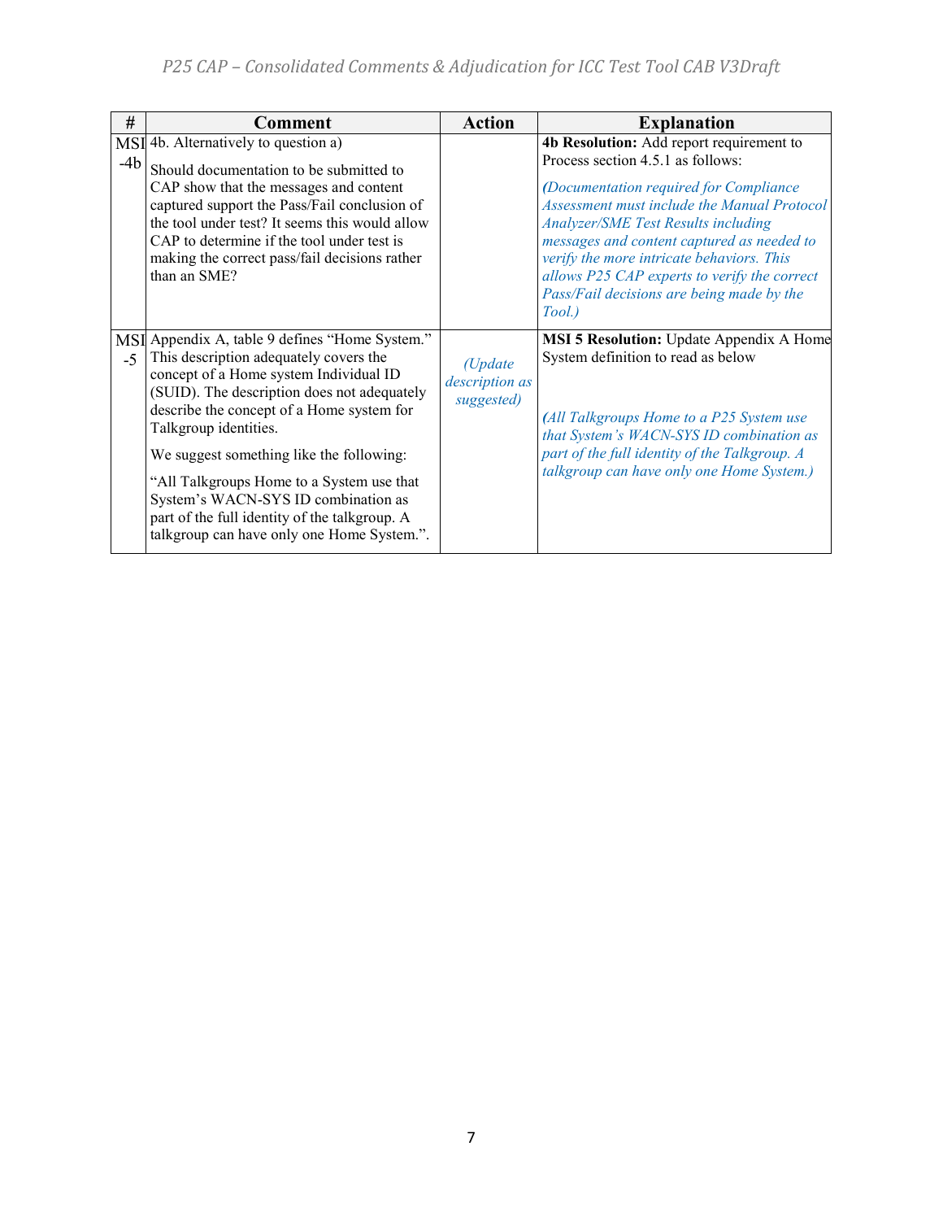| # | Comment | Action | Explanation |
|---|---|---|---|
| MSI -4b | 4b. Alternatively to question a)<br><br>Should documentation to be submitted to CAP show that the messages and content captured support the Pass/Fail conclusion of the tool under test? It seems this would allow CAP to determine if the tool under test is making the correct pass/fail decisions rather than an SME? | | **4b Resolution:** Add report requirement to Process section 4.5.1 as follows:<br><br>*(Documentation required for Compliance Assessment must include the Manual Protocol Analyzer/SME Test Results including messages and content captured as needed to verify the more intricate behaviors. This allows P25 CAP experts to verify the correct Pass/Fail decisions are being made by the Tool.)* |
| MSI -5 | Appendix A, table 9 defines "Home System." This description adequately covers the concept of a Home system Individual ID (SUID). The description does not adequately describe the concept of a Home system for Talkgroup identities.<br><br>We suggest something like the following:<br><br>"All Talkgroups Home to a System use that System's WACN-SYS ID combination as part of the full identity of the talkgroup. A talkgroup can have only one Home System.". | *(Update description as suggested)* | **MSI 5 Resolution:** Update Appendix A Home System definition to read as below<br><br>*(All Talkgroups Home to a P25 System use that System's WACN-SYS ID combination as part of the full identity of the Talkgroup. A talkgroup can have only one Home System.)* |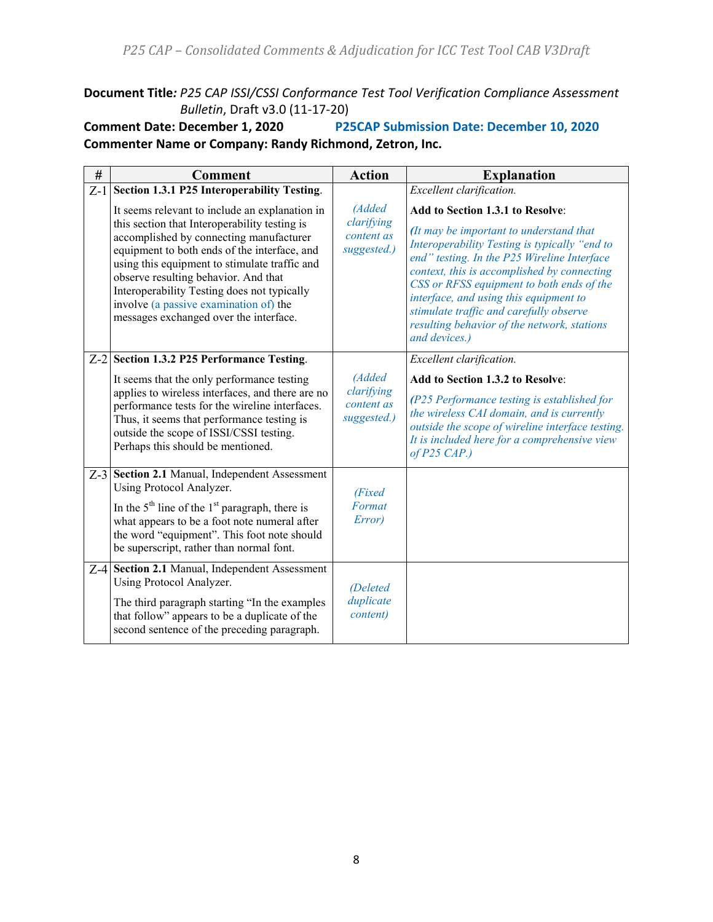**Document Title:** *P25 CAP ISSI/CSSI Conformance Test Tool Verification Compliance Assessment Bulletin*, Draft v3.0 (11-17-20)

**Comment Date: December 1, 2020** **P25CAP Submission Date: December 10, 2020**

**Commenter Name or Company: Randy Richmond, Zetron, Inc.**

| # | Comment | Action | Explanation |
|---|---|---|---|
| Z-1 | **Section 1.3.1 P25 Interoperability Testing**.<br><br>It seems relevant to include an explanation in this section that Interoperability testing is accomplished by connecting manufacturer equipment to both ends of the interface, and using this equipment to stimulate traffic and observe resulting behavior. And that Interoperability Testing does not typically involve (a passive examination of) the messages exchanged over the interface. | *(Added clarifying content as suggested.)* | *Excellent clarification.*<br><br>**Add to Section 1.3.1 to Resolve**:<br><br>*(It may be important to understand that Interoperability Testing is typically "end to end" testing. In the P25 Wireline Interface context, this is accomplished by connecting CSS or RFSS equipment to both ends of the interface, and using this equipment to stimulate traffic and carefully observe resulting behavior of the network, stations and devices.)* |
| Z-2 | **Section 1.3.2 P25 Performance Testing**.<br><br>It seems that the only performance testing applies to wireless interfaces, and there are no performance tests for the wireline interfaces. Thus, it seems that performance testing is outside the scope of ISSI/CSSI testing. Perhaps this should be mentioned. | *(Added clarifying content as suggested.)* | *Excellent clarification.*<br><br>**Add to Section 1.3.2 to Resolve**:<br><br>*(P25 Performance testing is established for the wireless CAI domain, and is currently outside the scope of wireline interface testing. It is included here for a comprehensive view of P25 CAP.)* |
| Z-3 | **Section 2.1** Manual, Independent Assessment Using Protocol Analyzer.<br><br>In the 5th line of the 1st paragraph, there is what appears to be a foot note numeral after the word "equipment". This foot note should be superscript, rather than normal font. | *(Fixed Format Error)* | |
| Z-4 | **Section 2.1** Manual, Independent Assessment Using Protocol Analyzer.<br><br>The third paragraph starting "In the examples that follow" appears to be a duplicate of the second sentence of the preceding paragraph. | *(Deleted duplicate content)* | |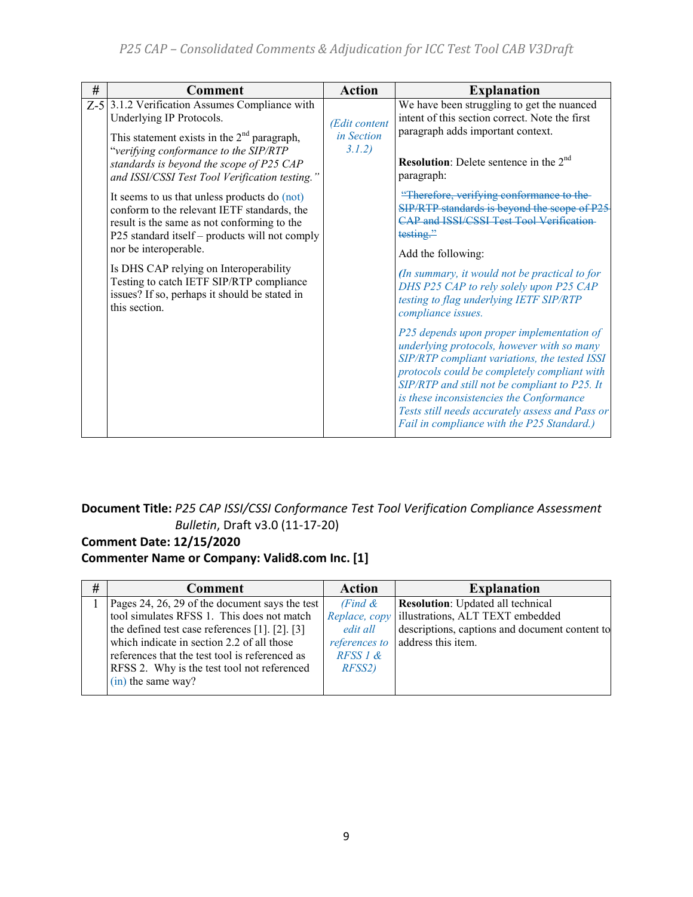| # | Comment | Action | Explanation |
| --- | --- | --- | --- |
| Z-5 | 3.1.2 Verification Assumes Compliance with Underlying IP Protocols.<br><br>This statement exists in the 2nd paragraph, "*verifying conformance to the SIP/RTP standards is beyond the scope of P25 CAP and ISSI/CSSI Test Tool Verification testing.*"<br><br>It seems to us that unless products do (not) conform to the relevant IETF standards, the result is the same as not conforming to the P25 standard itself – products will not comply nor be interoperable.<br><br>Is DHS CAP relying on Interoperability Testing to catch IETF SIP/RTP compliance issues? If so, perhaps it should be stated in this section. | *(Edit content in Section 3.1.2)* | We have been struggling to get the nuanced intent of this section correct. Note the first paragraph adds important context.<br><br>**Resolution**: Delete sentence in the 2nd paragraph:<br><br>~~"Therefore, verifying conformance to the SIP/RTP standards is beyond the scope of P25 CAP and ISSI/CSSI Test Tool Verification testing."~~<br><br>Add the following:<br><br>*(In summary, it would not be practical to for DHS P25 CAP to rely solely upon P25 CAP testing to flag underlying IETF SIP/RTP compliance issues.*<br><br>*P25 depends upon proper implementation of underlying protocols, however with so many SIP/RTP compliant variations, the tested ISSI protocols could be completely compliant with SIP/RTP and still not be compliant to P25. It is these inconsistencies the Conformance Tests still needs accurately assess and Pass or Fail in compliance with the P25 Standard.)* |

**Document Title:** *P25 CAP ISSI/CSSI Conformance Test Tool Verification Compliance Assessment Bulletin*, Draft v3.0 (11-17-20)

**Comment Date: 12/15/2020**

**Commenter Name or Company: Valid8.com Inc. [1]**

| # | Comment | Action | Explanation |
| --- | --- | --- | --- |
| 1 | Pages 24, 26, 29 of the document says the test tool simulates RFSS 1. This does not match the defined test case references [1]. [2]. [3] which indicate in section 2.2 of all those references that the test tool is referenced as RFSS 2. Why is the test tool not referenced (in) the same way? | *(Find & Replace, copy edit all references to RFSS 1 & RFSS2)* | **Resolution**: Updated all technical illustrations, ALT TEXT embedded descriptions, captions and document content to address this item. |